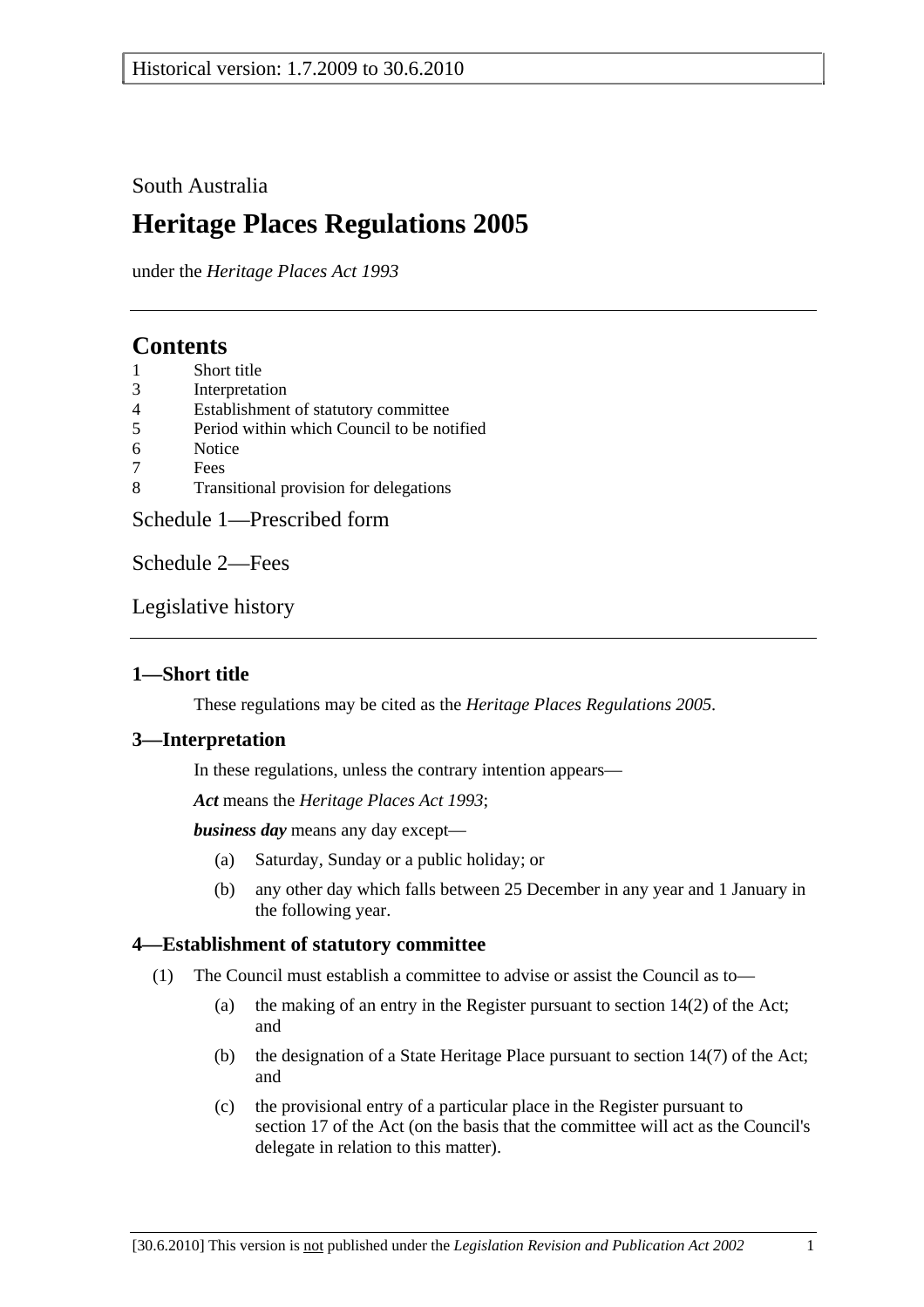South Australia

# Heritage Places Regulations 2005

under the *Heritage Places Act 1993*

## Contents

1 Short title
3 Interpretation
4 Establishment of statutory committee
5 Period within which Council to be notified
6 Notice
7 Fees
8 Transitional provision for delegations

Schedule 1—Prescribed form

Schedule 2—Fees

Legislative history

### 1—Short title

These regulations may be cited as the *Heritage Places Regulations 2005*.

### 3—Interpretation

In these regulations, unless the contrary intention appears—

***Act*** means the *Heritage Places Act 1993*;

***business day*** means any day except—

(a) Saturday, Sunday or a public holiday; or

(b) any other day which falls between 25 December in any year and 1 January in the following year.

### 4—Establishment of statutory committee

(1) The Council must establish a committee to advise or assist the Council as to—

(a) the making of an entry in the Register pursuant to section 14(2) of the Act; and

(b) the designation of a State Heritage Place pursuant to section 14(7) of the Act; and

(c) the provisional entry of a particular place in the Register pursuant to section 17 of the Act (on the basis that the committee will act as the Council's delegate in relation to this matter).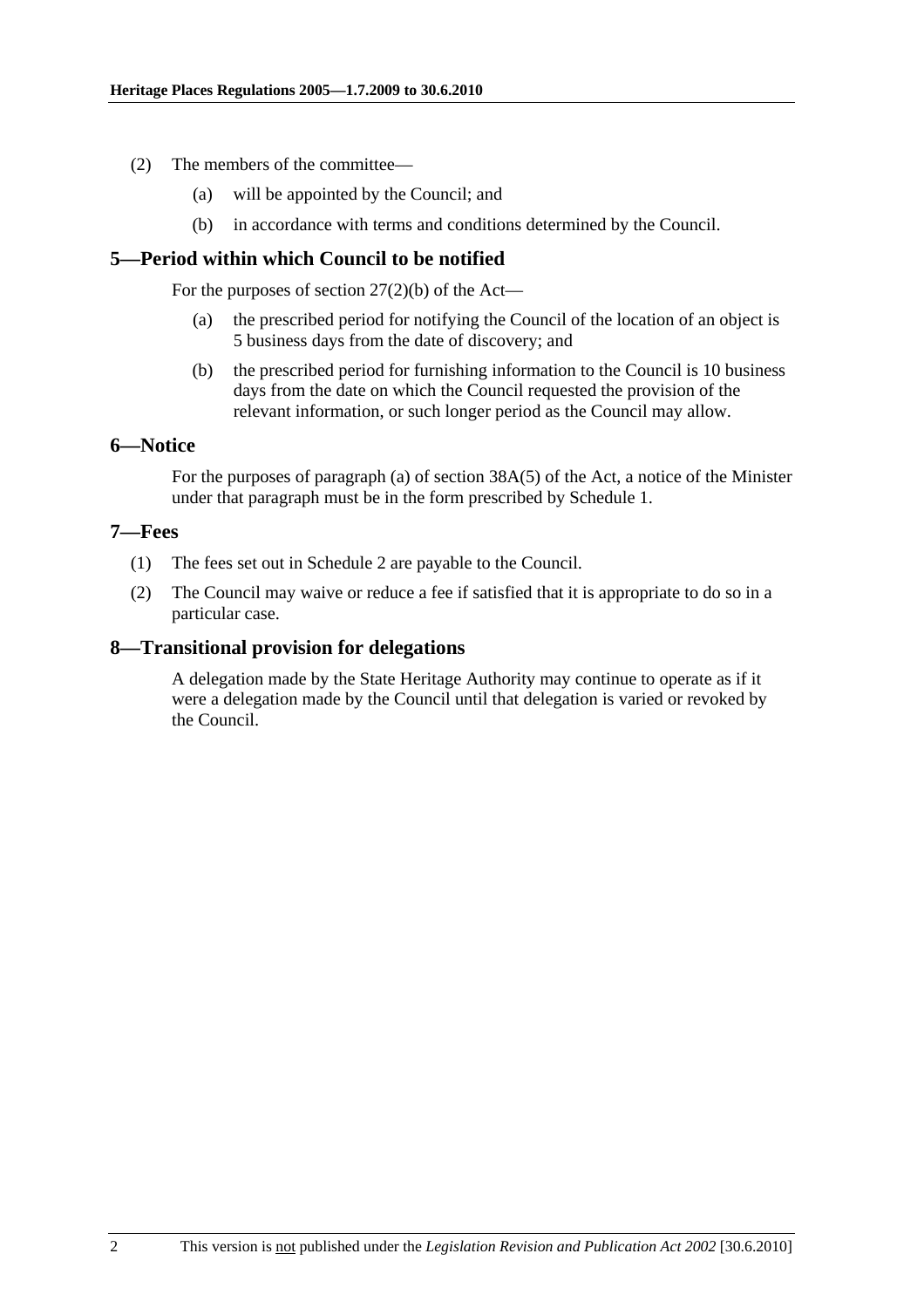(2) The members of the committee—

(a) will be appointed by the Council; and

(b) in accordance with terms and conditions determined by the Council.

## 5—Period within which Council to be notified

For the purposes of section 27(2)(b) of the Act—

(a) the prescribed period for notifying the Council of the location of an object is 5 business days from the date of discovery; and

(b) the prescribed period for furnishing information to the Council is 10 business days from the date on which the Council requested the provision of the relevant information, or such longer period as the Council may allow.

## 6—Notice

For the purposes of paragraph (a) of section 38A(5) of the Act, a notice of the Minister under that paragraph must be in the form prescribed by Schedule 1.

## 7—Fees

(1) The fees set out in Schedule 2 are payable to the Council.

(2) The Council may waive or reduce a fee if satisfied that it is appropriate to do so in a particular case.

## 8—Transitional provision for delegations

A delegation made by the State Heritage Authority may continue to operate as if it were a delegation made by the Council until that delegation is varied or revoked by the Council.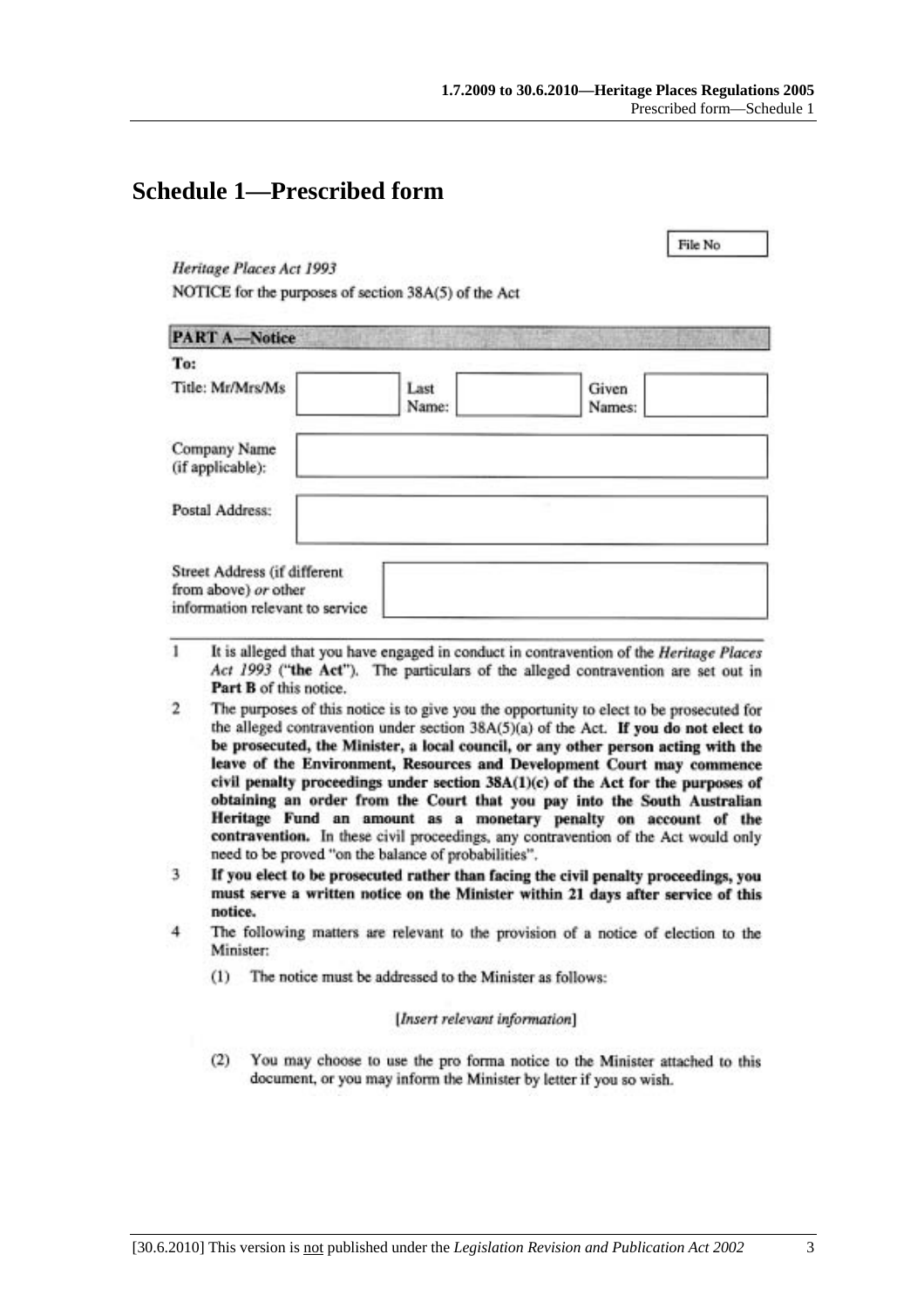# Schedule 1—Prescribed form

File No

*Heritage Places Act 1993*

NOTICE for the purposes of section 38A(5) of the Act

**PART A—Notice**

**To:**

| Title: Mr/Mrs/Ms | | Last Name: | | Given Names: | |
|---|---|---|---|---|---|

| Company Name (if applicable): | |
|---|---|
| Postal Address: | |
| Street Address (if different from above) *or* other information relevant to service | |

1 It is alleged that you have engaged in conduct in contravention of the *Heritage Places Act 1993* ("**the Act**"). The particulars of the alleged contravention are set out in **Part B** of this notice.

2 The purposes of this notice is to give you the opportunity to elect to be prosecuted for the alleged contravention under section 38A(5)(a) of the Act. **If you do not elect to be prosecuted, the Minister, a local council, or any other person acting with the leave of the Environment, Resources and Development Court may commence civil penalty proceedings under section 38A(1)(c) of the Act for the purposes of obtaining an order from the Court that you pay into the South Australian Heritage Fund an amount as a monetary penalty on account of the contravention.** In these civil proceedings, any contravention of the Act would only need to be proved "on the balance of probabilities".

3 **If you elect to be prosecuted rather than facing the civil penalty proceedings, you must serve a written notice on the Minister within 21 days after service of this notice.**

4 The following matters are relevant to the provision of a notice of election to the Minister:

(1) The notice must be addressed to the Minister as follows:

[*Insert relevant information*]

(2) You may choose to use the pro forma notice to the Minister attached to this document, or you may inform the Minister by letter if you so wish.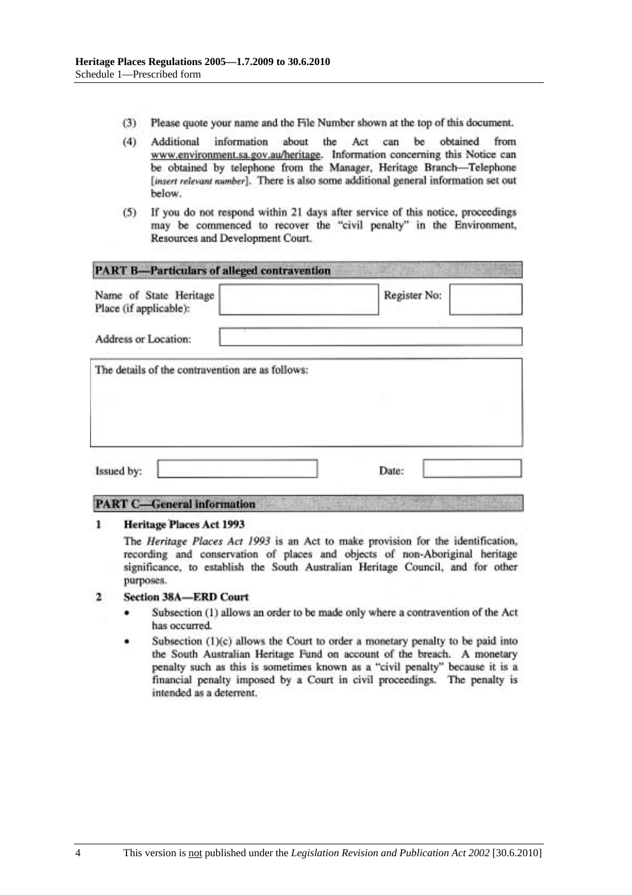(3) Please quote your name and the File Number shown at the top of this document.

(4) Additional information about the Act can be obtained from www.environment.sa.gov.au/heritage. Information concerning this Notice can be obtained by telephone from the Manager, Heritage Branch—Telephone [*insert relevant number*]. There is also some additional general information set out below.

(5) If you do not respond within 21 days after service of this notice, proceedings may be commenced to recover the "civil penalty" in the Environment, Resources and Development Court.

**PART B—Particulars of alleged contravention**

| Name of State Heritage Place (if applicable): | | Register No: | |
|---|---|---|---|
| Address or Location: | | | |

The details of the contravention are as follows:

| Issued by: | | Date: | |
|---|---|---|---|

**PART C—General information**

**1 Heritage Places Act 1993**

The *Heritage Places Act 1993* is an Act to make provision for the identification, recording and conservation of places and objects of non-Aboriginal heritage significance, to establish the South Australian Heritage Council, and for other purposes.

**2 Section 38A—ERD Court**

- Subsection (1) allows an order to be made only where a contravention of the Act has occurred.
- Subsection (1)(c) allows the Court to order a monetary penalty to be paid into the South Australian Heritage Fund on account of the breach. A monetary penalty such as this is sometimes known as a "civil penalty" because it is a financial penalty imposed by a Court in civil proceedings. The penalty is intended as a deterrent.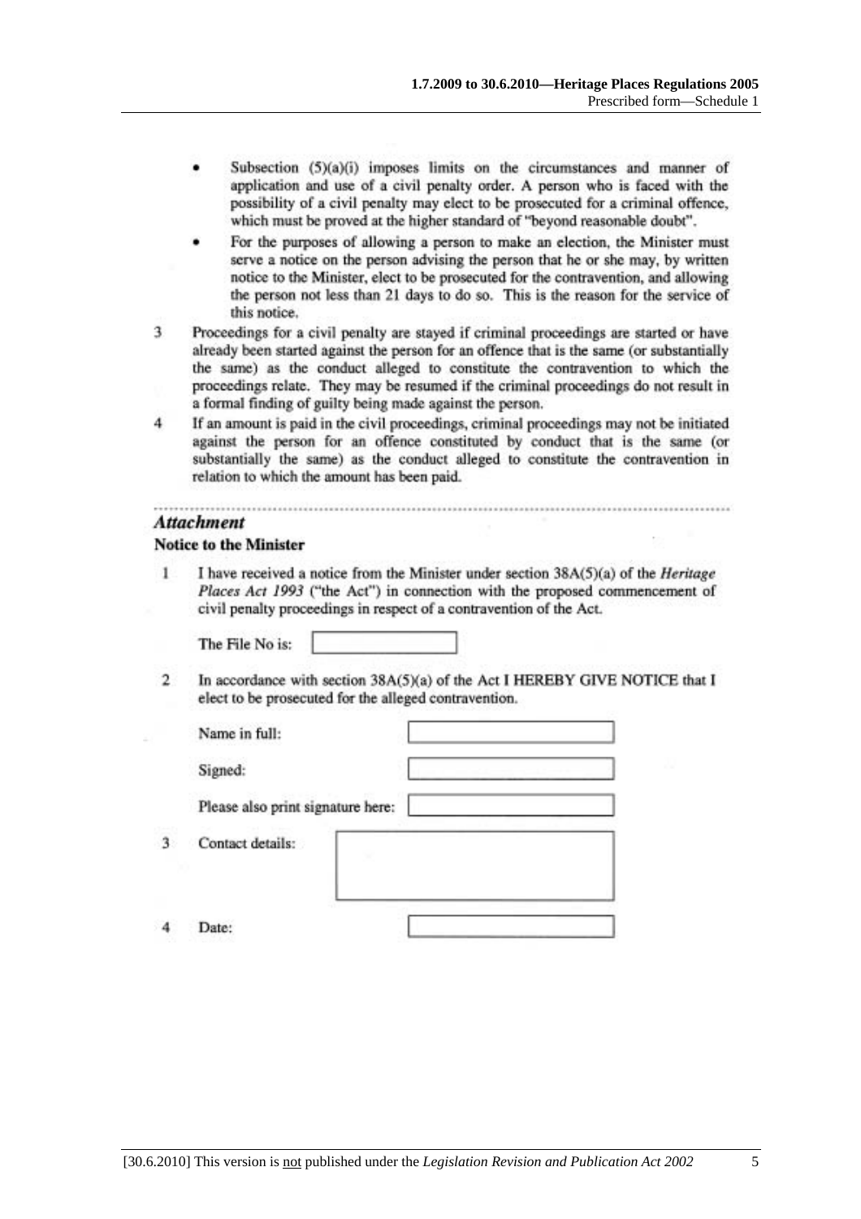- Subsection (5)(a)(i) imposes limits on the circumstances and manner of application and use of a civil penalty order. A person who is faced with the possibility of a civil penalty may elect to be prosecuted for a criminal offence, which must be proved at the higher standard of "beyond reasonable doubt".
- For the purposes of allowing a person to make an election, the Minister must serve a notice on the person advising the person that he or she may, by written notice to the Minister, elect to be prosecuted for the contravention, and allowing the person not less than 21 days to do so. This is the reason for the service of this notice.

3 Proceedings for a civil penalty are stayed if criminal proceedings are started or have already been started against the person for an offence that is the same (or substantially the same) as the conduct alleged to constitute the contravention to which the proceedings relate. They may be resumed if the criminal proceedings do not result in a formal finding of guilty being made against the person.

4 If an amount is paid in the civil proceedings, criminal proceedings may not be initiated against the person for an offence constituted by conduct that is the same (or substantially the same) as the conduct alleged to constitute the contravention in relation to which the amount has been paid.

---

***Attachment***

**Notice to the Minister**

1 I have received a notice from the Minister under section 38A(5)(a) of the *Heritage Places Act 1993* ("the Act") in connection with the proposed commencement of civil penalty proceedings in respect of a contravention of the Act.

The File No is: [ ]

2 In accordance with section 38A(5)(a) of the Act I HEREBY GIVE NOTICE that I elect to be prosecuted for the alleged contravention.

Name in full: [ ]

Signed: [ ]

Please also print signature here: [ ]

3 Contact details: [ ]

4 Date: [ ]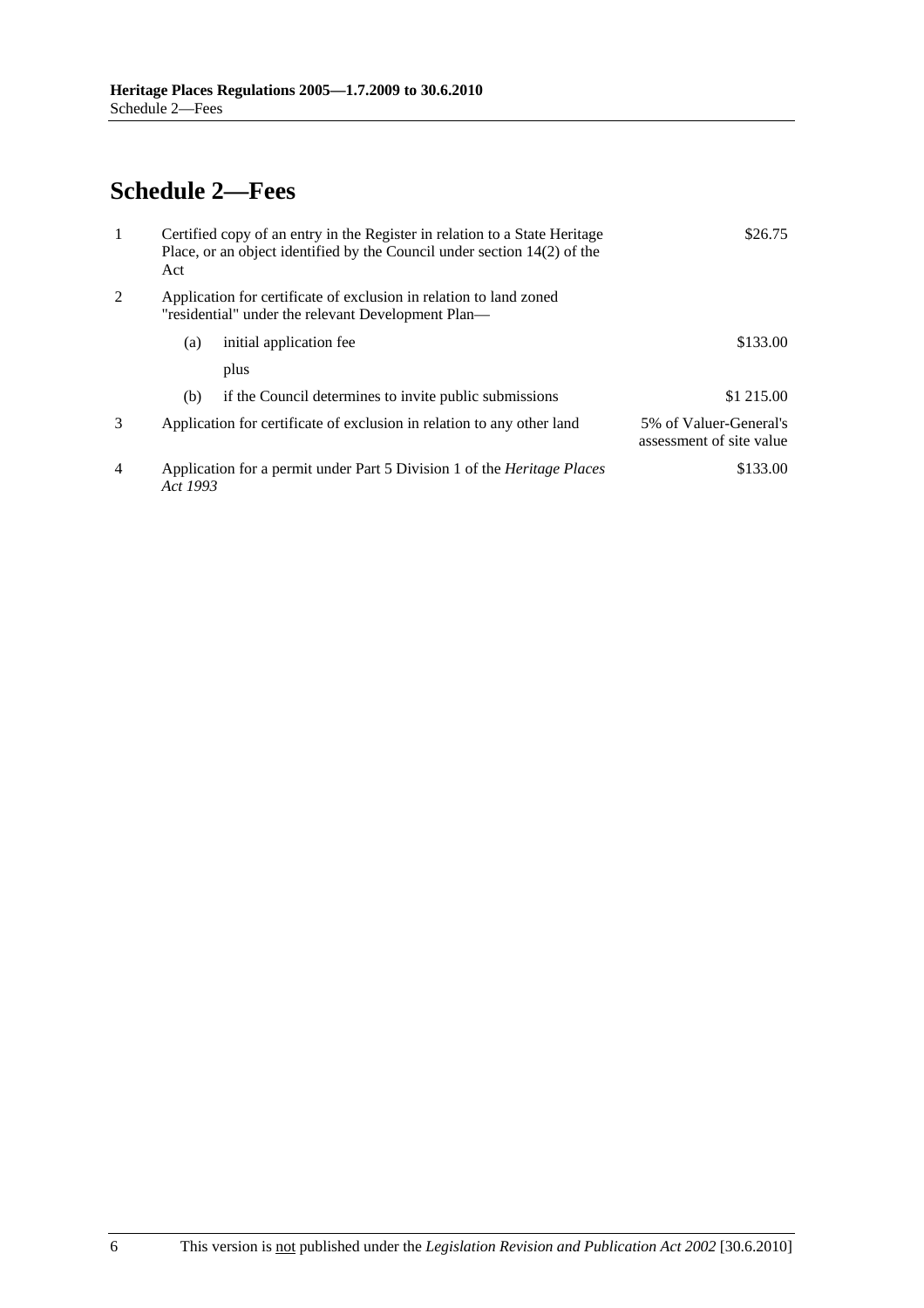# Schedule 2—Fees

| | | |
|---|---|---|
| 1 | Certified copy of an entry in the Register in relation to a State Heritage Place, or an object identified by the Council under section 14(2) of the Act | \$26.75 |
| 2 | Application for certificate of exclusion in relation to land zoned "residential" under the relevant Development Plan— | |
| | (a) initial application fee | \$133.00 |
| | plus | |
| | (b) if the Council determines to invite public submissions | \$1 215.00 |
| 3 | Application for certificate of exclusion in relation to any other land | 5% of Valuer-General's assessment of site value |
| 4 | Application for a permit under Part 5 Division 1 of the *Heritage Places Act 1993* | \$133.00 |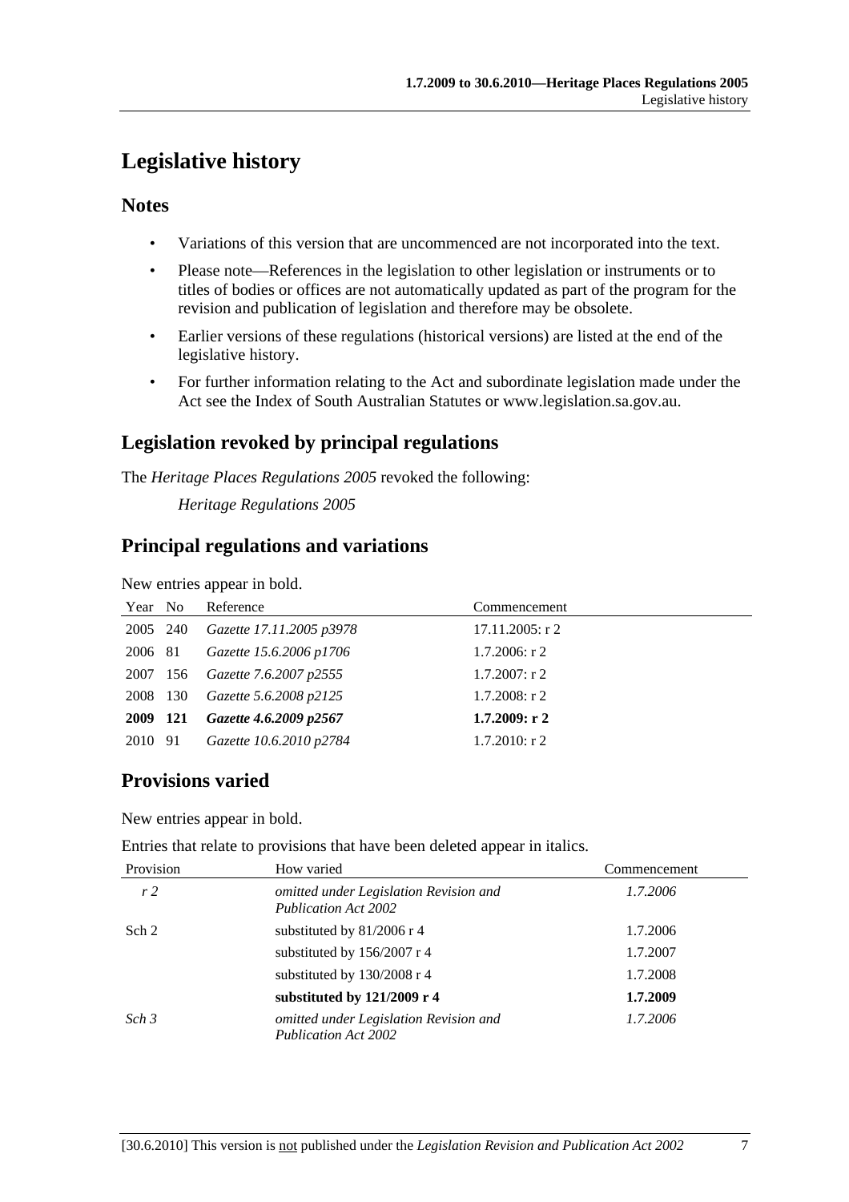# Legislative history

## Notes

- Variations of this version that are uncommenced are not incorporated into the text.
- Please note—References in the legislation to other legislation or instruments or to titles of bodies or offices are not automatically updated as part of the program for the revision and publication of legislation and therefore may be obsolete.
- Earlier versions of these regulations (historical versions) are listed at the end of the legislative history.
- For further information relating to the Act and subordinate legislation made under the Act see the Index of South Australian Statutes or www.legislation.sa.gov.au.

## Legislation revoked by principal regulations

The *Heritage Places Regulations 2005* revoked the following:

*Heritage Regulations 2005*

## Principal regulations and variations

New entries appear in bold.

| Year | No | Reference | Commencement |
|---|---|---|---|
| 2005 | 240 | *Gazette 17.11.2005 p3978* | 17.11.2005: r 2 |
| 2006 | 81 | *Gazette 15.6.2006 p1706* | 1.7.2006: r 2 |
| 2007 | 156 | *Gazette 7.6.2007 p2555* | 1.7.2007: r 2 |
| 2008 | 130 | *Gazette 5.6.2008 p2125* | 1.7.2008: r 2 |
| **2009** | **121** | ***Gazette 4.6.2009 p2567*** | **1.7.2009: r 2** |
| 2010 | 91 | *Gazette 10.6.2010 p2784* | 1.7.2010: r 2 |

## Provisions varied

New entries appear in bold.

Entries that relate to provisions that have been deleted appear in italics.

| Provision | How varied | Commencement |
|---|---|---|
| *r 2* | *omitted under Legislation Revision and Publication Act 2002* | *1.7.2006* |
| Sch 2 | substituted by 81/2006 r 4 | 1.7.2006 |
| | substituted by 156/2007 r 4 | 1.7.2007 |
| | substituted by 130/2008 r 4 | 1.7.2008 |
| | **substituted by 121/2009 r 4** | **1.7.2009** |
| *Sch 3* | *omitted under Legislation Revision and Publication Act 2002* | *1.7.2006* |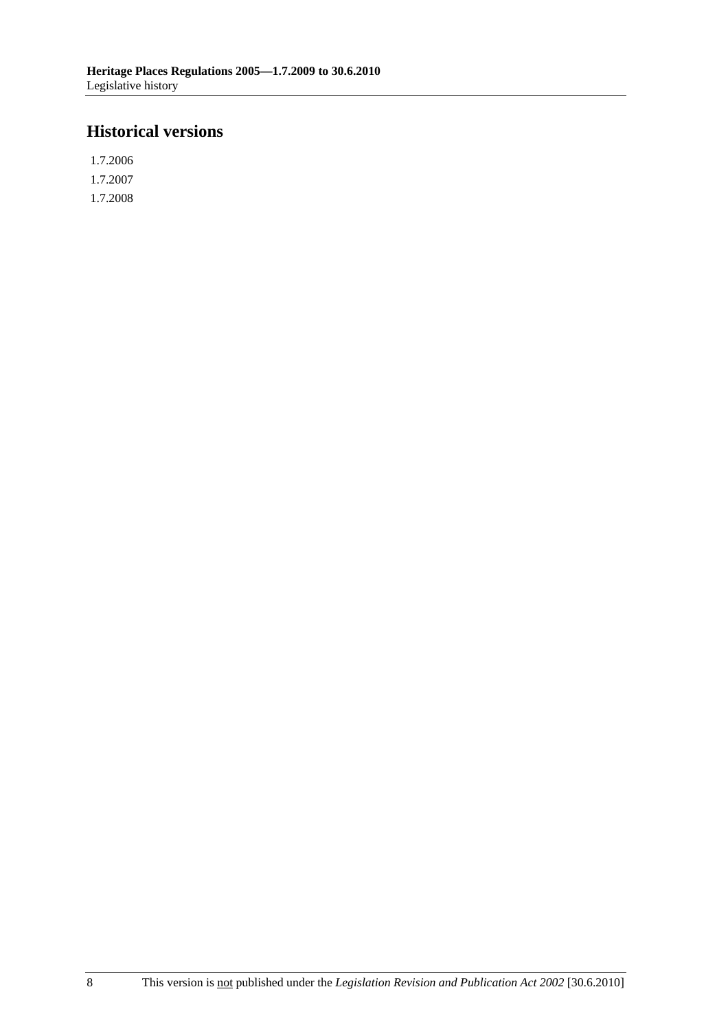## Historical versions

1.7.2006

1.7.2007

1.7.2008